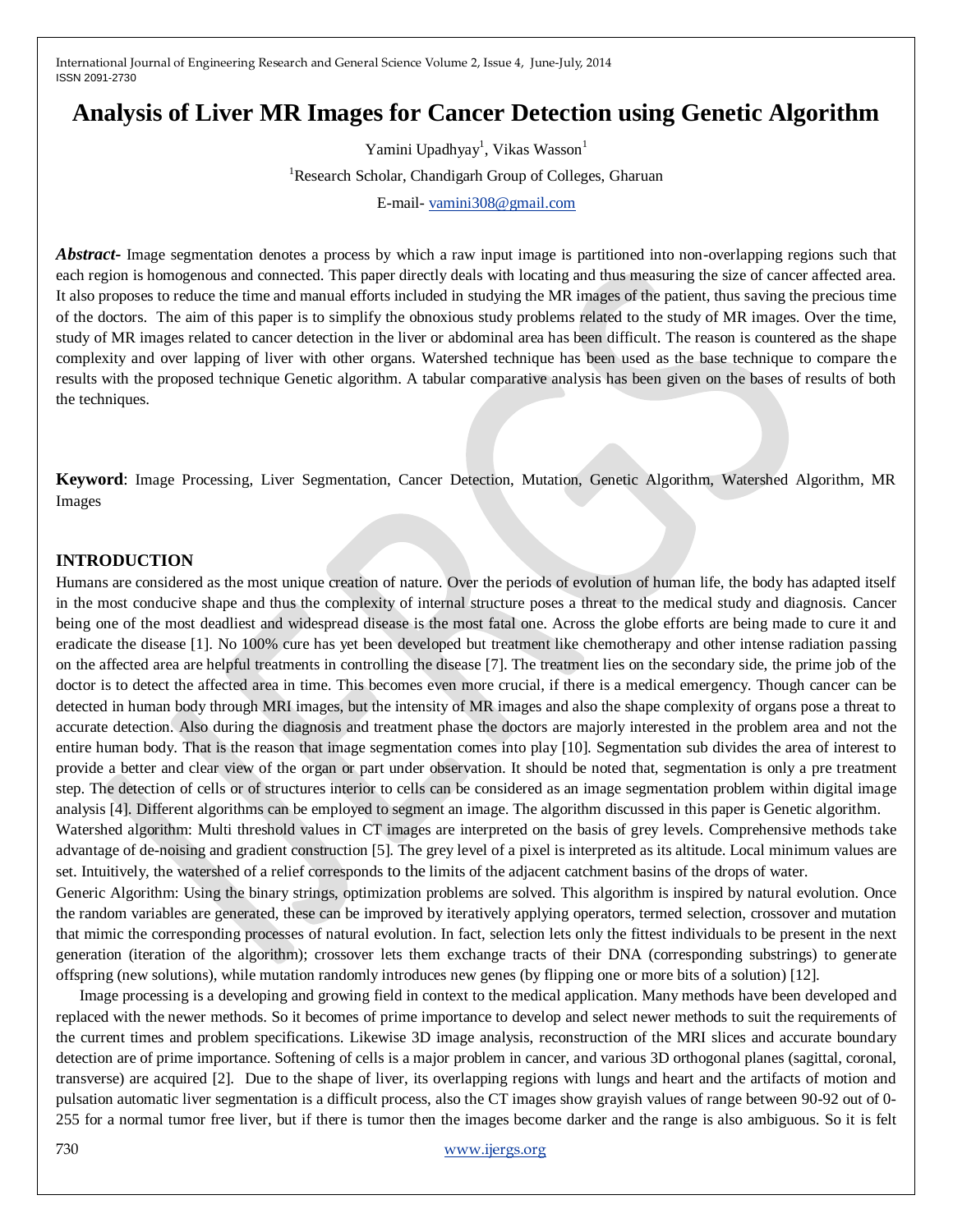# Analysis of Liver MR Images for Cancer Detection using Genetic Algorithm

Yamini Upadhyay[1], Vikas Wasson[1]

[1]Research Scholar, Chandigarh Group of Colleges, Gharuan

E-mail- yamini308@gmail.com

***Abstract-*** Image segmentation denotes a process by which a raw input image is partitioned into non-overlapping regions such that each region is homogenous and connected. This paper directly deals with locating and thus measuring the size of cancer affected area. It also proposes to reduce the time and manual efforts included in studying the MR images of the patient, thus saving the precious time of the doctors. The aim of this paper is to simplify the obnoxious study problems related to the study of MR images. Over the time, study of MR images related to cancer detection in the liver or abdominal area has been difficult. The reason is countered as the shape complexity and over lapping of liver with other organs. Watershed technique has been used as the base technique to compare the results with the proposed technique Genetic algorithm. A tabular comparative analysis has been given on the bases of results of both the techniques.

**Keyword**: Image Processing, Liver Segmentation, Cancer Detection, Mutation, Genetic Algorithm, Watershed Algorithm, MR Images

## INTRODUCTION

Humans are considered as the most unique creation of nature. Over the periods of evolution of human life, the body has adapted itself in the most conducive shape and thus the complexity of internal structure poses a threat to the medical study and diagnosis. Cancer being one of the most deadliest and widespread disease is the most fatal one. Across the globe efforts are being made to cure it and eradicate the disease [1]. No 100% cure has yet been developed but treatment like chemotherapy and other intense radiation passing on the affected area are helpful treatments in controlling the disease [7]. The treatment lies on the secondary side, the prime job of the doctor is to detect the affected area in time. This becomes even more crucial, if there is a medical emergency. Though cancer can be detected in human body through MRI images, but the intensity of MR images and also the shape complexity of organs pose a threat to accurate detection. Also during the diagnosis and treatment phase the doctors are majorly interested in the problem area and not the entire human body. That is the reason that image segmentation comes into play [10]. Segmentation sub divides the area of interest to provide a better and clear view of the organ or part under observation. It should be noted that, segmentation is only a pre treatment step. The detection of cells or of structures interior to cells can be considered as an image segmentation problem within digital image analysis [4]. Different algorithms can be employed to segment an image. The algorithm discussed in this paper is Genetic algorithm.

Watershed algorithm: Multi threshold values in CT images are interpreted on the basis of grey levels. Comprehensive methods take advantage of de-noising and gradient construction [5]. The grey level of a pixel is interpreted as its altitude. Local minimum values are set. Intuitively, the watershed of a relief corresponds to the limits of the adjacent catchment basins of the drops of water.

Generic Algorithm: Using the binary strings, optimization problems are solved. This algorithm is inspired by natural evolution. Once the random variables are generated, these can be improved by iteratively applying operators, termed selection, crossover and mutation that mimic the corresponding processes of natural evolution. In fact, selection lets only the fittest individuals to be present in the next generation (iteration of the algorithm); crossover lets them exchange tracts of their DNA (corresponding substrings) to generate offspring (new solutions), while mutation randomly introduces new genes (by flipping one or more bits of a solution) [12].

Image processing is a developing and growing field in context to the medical application. Many methods have been developed and replaced with the newer methods. So it becomes of prime importance to develop and select newer methods to suit the requirements of the current times and problem specifications. Likewise 3D image analysis, reconstruction of the MRI slices and accurate boundary detection are of prime importance. Softening of cells is a major problem in cancer, and various 3D orthogonal planes (sagittal, coronal, transverse) are acquired [2]. Due to the shape of liver, its overlapping regions with lungs and heart and the artifacts of motion and pulsation automatic liver segmentation is a difficult process, also the CT images show grayish values of range between 90-92 out of 0-255 for a normal tumor free liver, but if there is tumor then the images become darker and the range is also ambiguous. So it is felt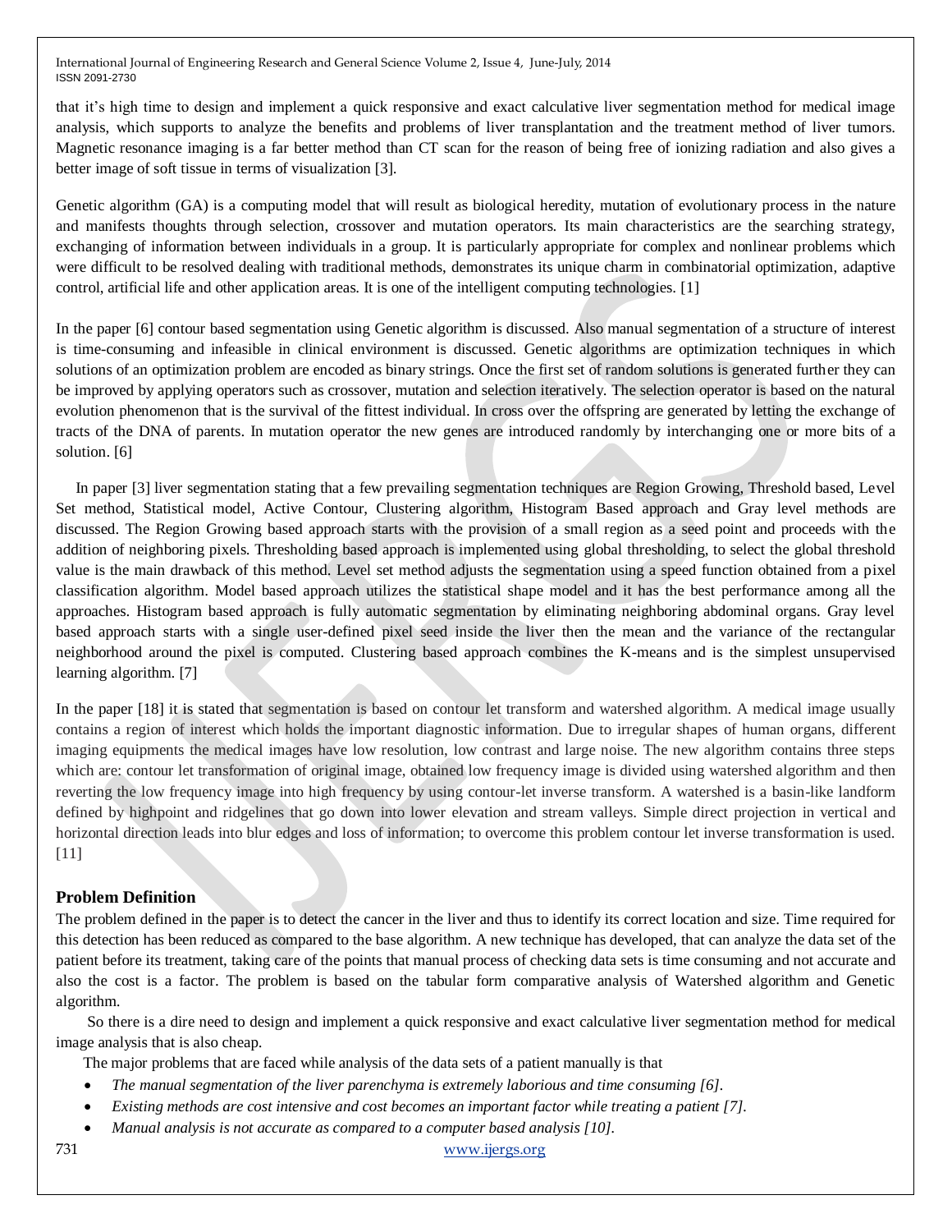that it's high time to design and implement a quick responsive and exact calculative liver segmentation method for medical image analysis, which supports to analyze the benefits and problems of liver transplantation and the treatment method of liver tumors. Magnetic resonance imaging is a far better method than CT scan for the reason of being free of ionizing radiation and also gives a better image of soft tissue in terms of visualization [3].

Genetic algorithm (GA) is a computing model that will result as biological heredity, mutation of evolutionary process in the nature and manifests thoughts through selection, crossover and mutation operators. Its main characteristics are the searching strategy, exchanging of information between individuals in a group. It is particularly appropriate for complex and nonlinear problems which were difficult to be resolved dealing with traditional methods, demonstrates its unique charm in combinatorial optimization, adaptive control, artificial life and other application areas. It is one of the intelligent computing technologies. [1]

In the paper [6] contour based segmentation using Genetic algorithm is discussed. Also manual segmentation of a structure of interest is time-consuming and infeasible in clinical environment is discussed. Genetic algorithms are optimization techniques in which solutions of an optimization problem are encoded as binary strings. Once the first set of random solutions is generated further they can be improved by applying operators such as crossover, mutation and selection iteratively. The selection operator is based on the natural evolution phenomenon that is the survival of the fittest individual. In cross over the offspring are generated by letting the exchange of tracts of the DNA of parents. In mutation operator the new genes are introduced randomly by interchanging one or more bits of a solution. [6]

In paper [3] liver segmentation stating that a few prevailing segmentation techniques are Region Growing, Threshold based, Level Set method, Statistical model, Active Contour, Clustering algorithm, Histogram Based approach and Gray level methods are discussed. The Region Growing based approach starts with the provision of a small region as a seed point and proceeds with the addition of neighboring pixels. Thresholding based approach is implemented using global thresholding, to select the global threshold value is the main drawback of this method. Level set method adjusts the segmentation using a speed function obtained from a pixel classification algorithm. Model based approach utilizes the statistical shape model and it has the best performance among all the approaches. Histogram based approach is fully automatic segmentation by eliminating neighboring abdominal organs. Gray level based approach starts with a single user-defined pixel seed inside the liver then the mean and the variance of the rectangular neighborhood around the pixel is computed. Clustering based approach combines the K-means and is the simplest unsupervised learning algorithm. [7]

In the paper [18] it is stated that segmentation is based on contour let transform and watershed algorithm. A medical image usually contains a region of interest which holds the important diagnostic information. Due to irregular shapes of human organs, different imaging equipments the medical images have low resolution, low contrast and large noise. The new algorithm contains three steps which are: contour let transformation of original image, obtained low frequency image is divided using watershed algorithm and then reverting the low frequency image into high frequency by using contour-let inverse transform. A watershed is a basin-like landform defined by highpoint and ridgelines that go down into lower elevation and stream valleys. Simple direct projection in vertical and horizontal direction leads into blur edges and loss of information; to overcome this problem contour let inverse transformation is used. [11]

## Problem Definition

The problem defined in the paper is to detect the cancer in the liver and thus to identify its correct location and size. Time required for this detection has been reduced as compared to the base algorithm. A new technique has developed, that can analyze the data set of the patient before its treatment, taking care of the points that manual process of checking data sets is time consuming and not accurate and also the cost is a factor. The problem is based on the tabular form comparative analysis of Watershed algorithm and Genetic algorithm.

So there is a dire need to design and implement a quick responsive and exact calculative liver segmentation method for medical image analysis that is also cheap.

The major problems that are faced while analysis of the data sets of a patient manually is that

- *The manual segmentation of the liver parenchyma is extremely laborious and time consuming [6].*
- *Existing methods are cost intensive and cost becomes an important factor while treating a patient [7].*
- *Manual analysis is not accurate as compared to a computer based analysis [10].*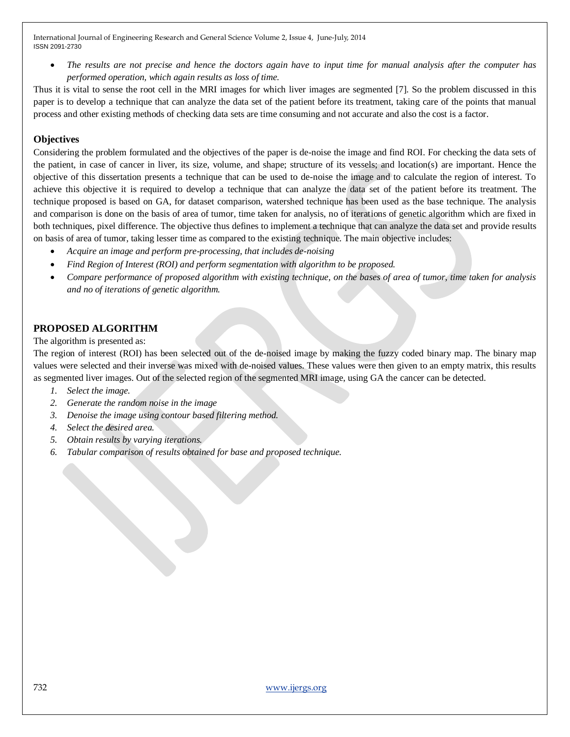- *The results are not precise and hence the doctors again have to input time for manual analysis after the computer has performed operation, which again results as loss of time.*

Thus it is vital to sense the root cell in the MRI images for which liver images are segmented [7]. So the problem discussed in this paper is to develop a technique that can analyze the data set of the patient before its treatment, taking care of the points that manual process and other existing methods of checking data sets are time consuming and not accurate and also the cost is a factor.

## Objectives

Considering the problem formulated and the objectives of the paper is de-noise the image and find ROI. For checking the data sets of the patient, in case of cancer in liver, its size, volume, and shape; structure of its vessels; and location(s) are important. Hence the objective of this dissertation presents a technique that can be used to de-noise the image and to calculate the region of interest. To achieve this objective it is required to develop a technique that can analyze the data set of the patient before its treatment. The technique proposed is based on GA, for dataset comparison, watershed technique has been used as the base technique. The analysis and comparison is done on the basis of area of tumor, time taken for analysis, no of iterations of genetic algorithm which are fixed in both techniques, pixel difference. The objective thus defines to implement a technique that can analyze the data set and provide results on basis of area of tumor, taking lesser time as compared to the existing technique. The main objective includes:

- *Acquire an image and perform pre-processing, that includes de-noising*
- *Find Region of Interest (ROI) and perform segmentation with algorithm to be proposed.*
- *Compare performance of proposed algorithm with existing technique, on the bases of area of tumor, time taken for analysis and no of iterations of genetic algorithm.*

## PROPOSED ALGORITHM

The algorithm is presented as:

The region of interest (ROI) has been selected out of the de-noised image by making the fuzzy coded binary map. The binary map values were selected and their inverse was mixed with de-noised values. These values were then given to an empty matrix, this results as segmented liver images. Out of the selected region of the segmented MRI image, using GA the cancer can be detected.

1. *Select the image.*
2. *Generate the random noise in the image*
3. *Denoise the image using contour based filtering method.*
4. *Select the desired area.*
5. *Obtain results by varying iterations.*
6. *Tabular comparison of results obtained for base and proposed technique.*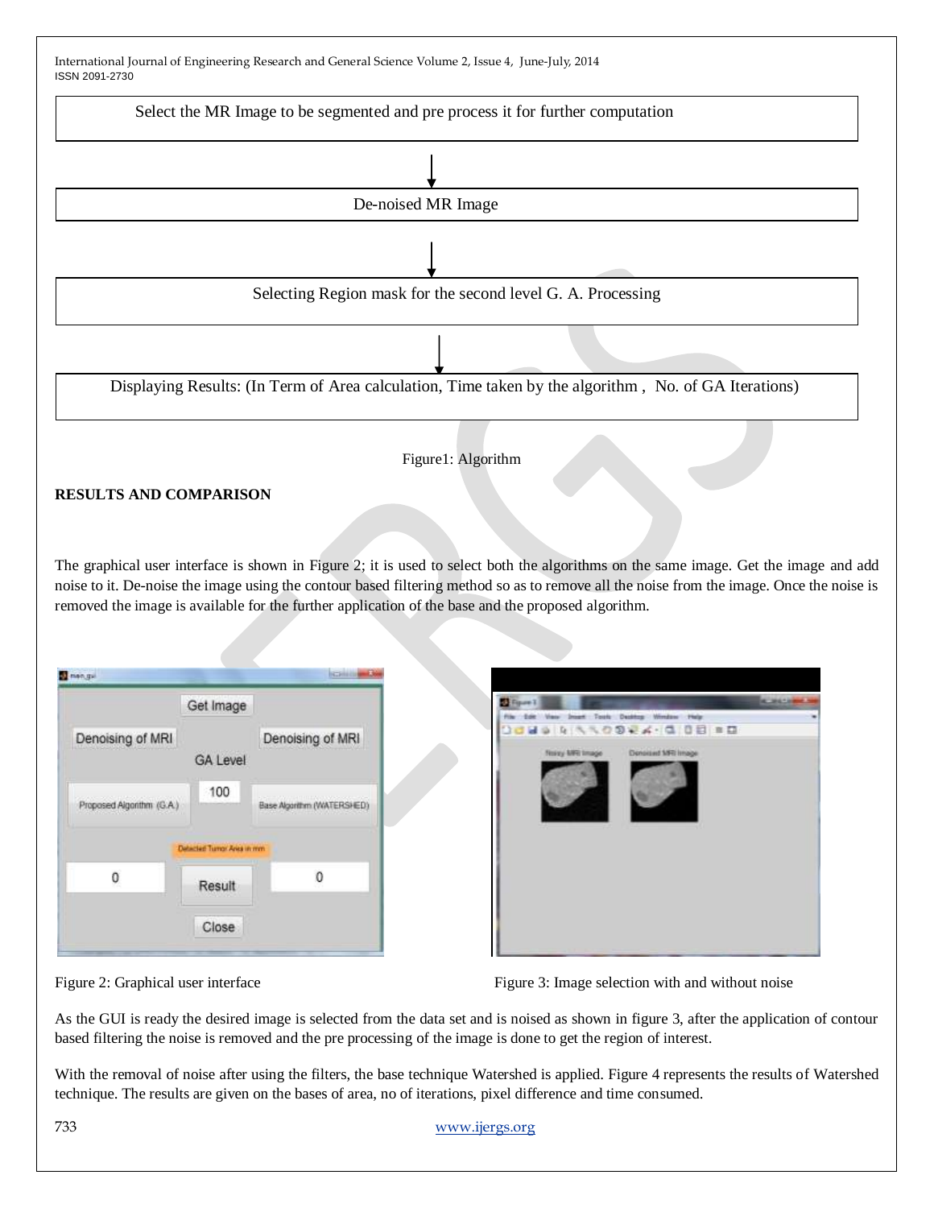Select the MR Image to be segmented and pre process it for further computation

↓

De-noised MR Image

↓

Selecting Region mask for the second level G. A. Processing

↓

Displaying Results: (In Term of Area calculation, Time taken by the algorithm , No. of GA Iterations)

Figure1: Algorithm

**RESULTS AND COMPARISON**

The graphical user interface is shown in Figure 2; it is used to select both the algorithms on the same image. Get the image and add noise to it. De-noise the image using the contour based filtering method so as to remove all the noise from the image. Once the noise is removed the image is available for the further application of the base and the proposed algorithm.

Figure 2: Graphical user interface

Figure 3: Image selection with and without noise

As the GUI is ready the desired image is selected from the data set and is noised as shown in figure 3, after the application of contour based filtering the noise is removed and the pre processing of the image is done to get the region of interest.

With the removal of noise after using the filters, the base technique Watershed is applied. Figure 4 represents the results of Watershed technique. The results are given on the bases of area, no of iterations, pixel difference and time consumed.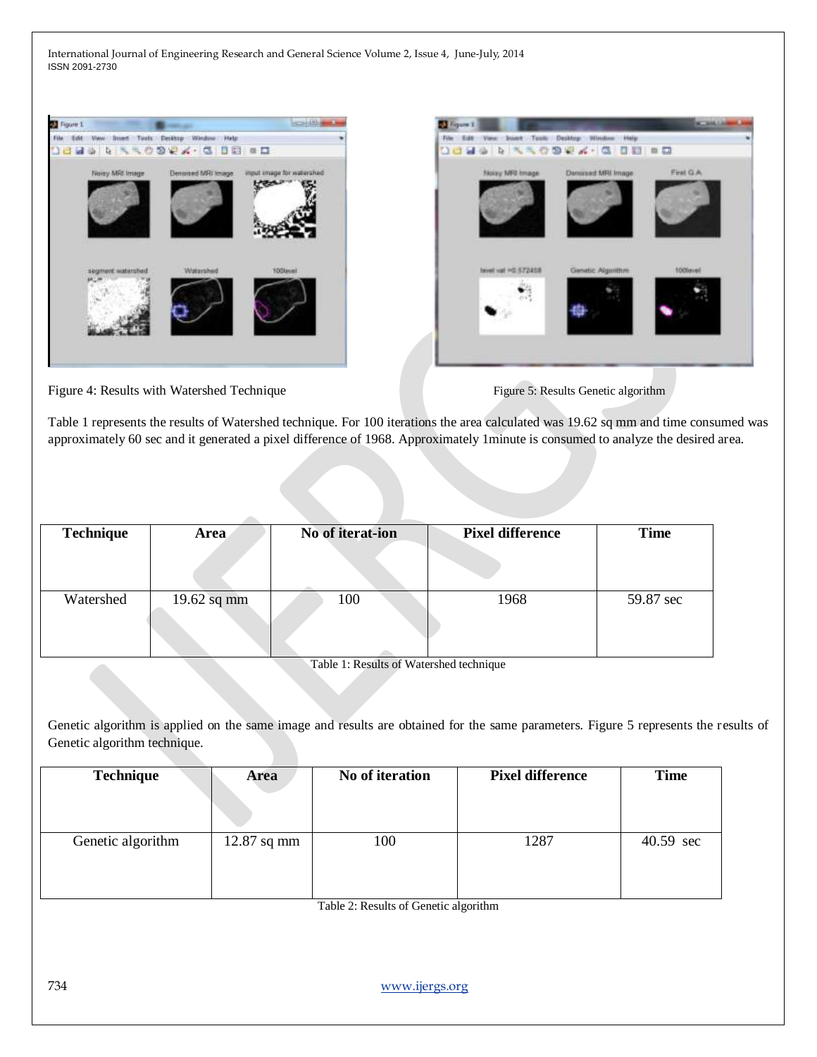Figure 4: Results with Watershed Technique

Figure 5: Results Genetic algorithm

Table 1 represents the results of Watershed technique. For 100 iterations the area calculated was 19.62 sq mm and time consumed was approximately 60 sec and it generated a pixel difference of 1968. Approximately 1minute is consumed to analyze the desired area.

| Technique | Area | No of iterat-ion | Pixel difference | Time |
|---|---|---|---|---|
| Watershed | 19.62 sq mm | 100 | 1968 | 59.87 sec |

Table 1: Results of Watershed technique

Genetic algorithm is applied on the same image and results are obtained for the same parameters. Figure 5 represents the results of Genetic algorithm technique.

| Technique | Area | No of iteration | Pixel difference | Time |
|---|---|---|---|---|
| Genetic algorithm | 12.87 sq mm | 100 | 1287 | 40.59 sec |

Table 2: Results of Genetic algorithm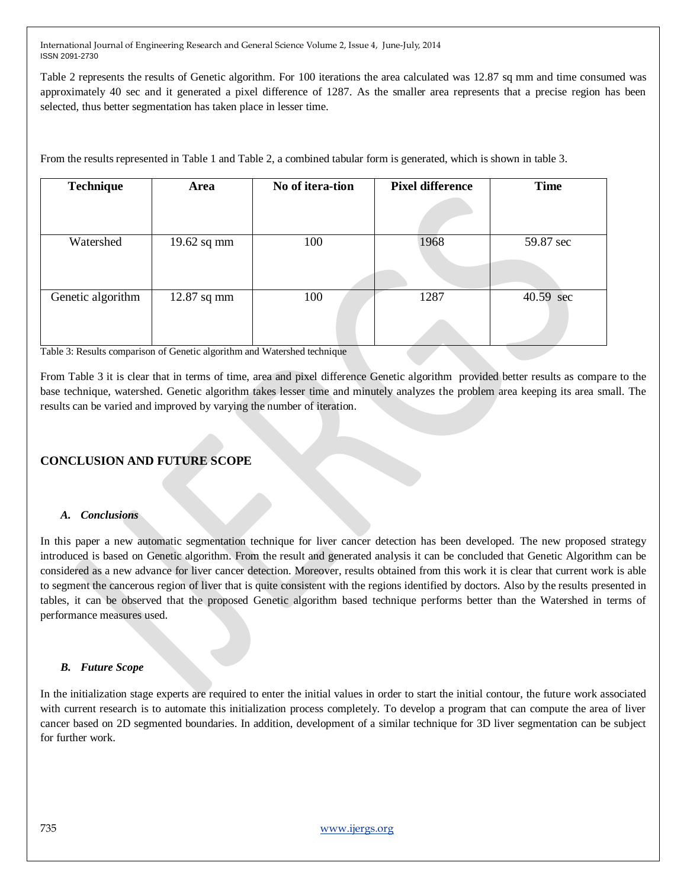Table 2 represents the results of Genetic algorithm. For 100 iterations the area calculated was 12.87 sq mm and time consumed was approximately 40 sec and it generated a pixel difference of 1287. As the smaller area represents that a precise region has been selected, thus better segmentation has taken place in lesser time.

From the results represented in Table 1 and Table 2, a combined tabular form is generated, which is shown in table 3.

| Technique | Area | No of itera-tion | Pixel difference | Time |
|---|---|---|---|---|
| Watershed | 19.62 sq mm | 100 | 1968 | 59.87 sec |
| Genetic algorithm | 12.87 sq mm | 100 | 1287 | 40.59 sec |

Table 3: Results comparison of Genetic algorithm and Watershed technique

From Table 3 it is clear that in terms of time, area and pixel difference Genetic algorithm provided better results as compare to the base technique, watershed. Genetic algorithm takes lesser time and minutely analyzes the problem area keeping its area small. The results can be varied and improved by varying the number of iteration.

## CONCLUSION AND FUTURE SCOPE

### *A. Conclusions*

In this paper a new automatic segmentation technique for liver cancer detection has been developed. The new proposed strategy introduced is based on Genetic algorithm. From the result and generated analysis it can be concluded that Genetic Algorithm can be considered as a new advance for liver cancer detection. Moreover, results obtained from this work it is clear that current work is able to segment the cancerous region of liver that is quite consistent with the regions identified by doctors. Also by the results presented in tables, it can be observed that the proposed Genetic algorithm based technique performs better than the Watershed in terms of performance measures used.

### *B. Future Scope*

In the initialization stage experts are required to enter the initial values in order to start the initial contour, the future work associated with current research is to automate this initialization process completely. To develop a program that can compute the area of liver cancer based on 2D segmented boundaries. In addition, development of a similar technique for 3D liver segmentation can be subject for further work.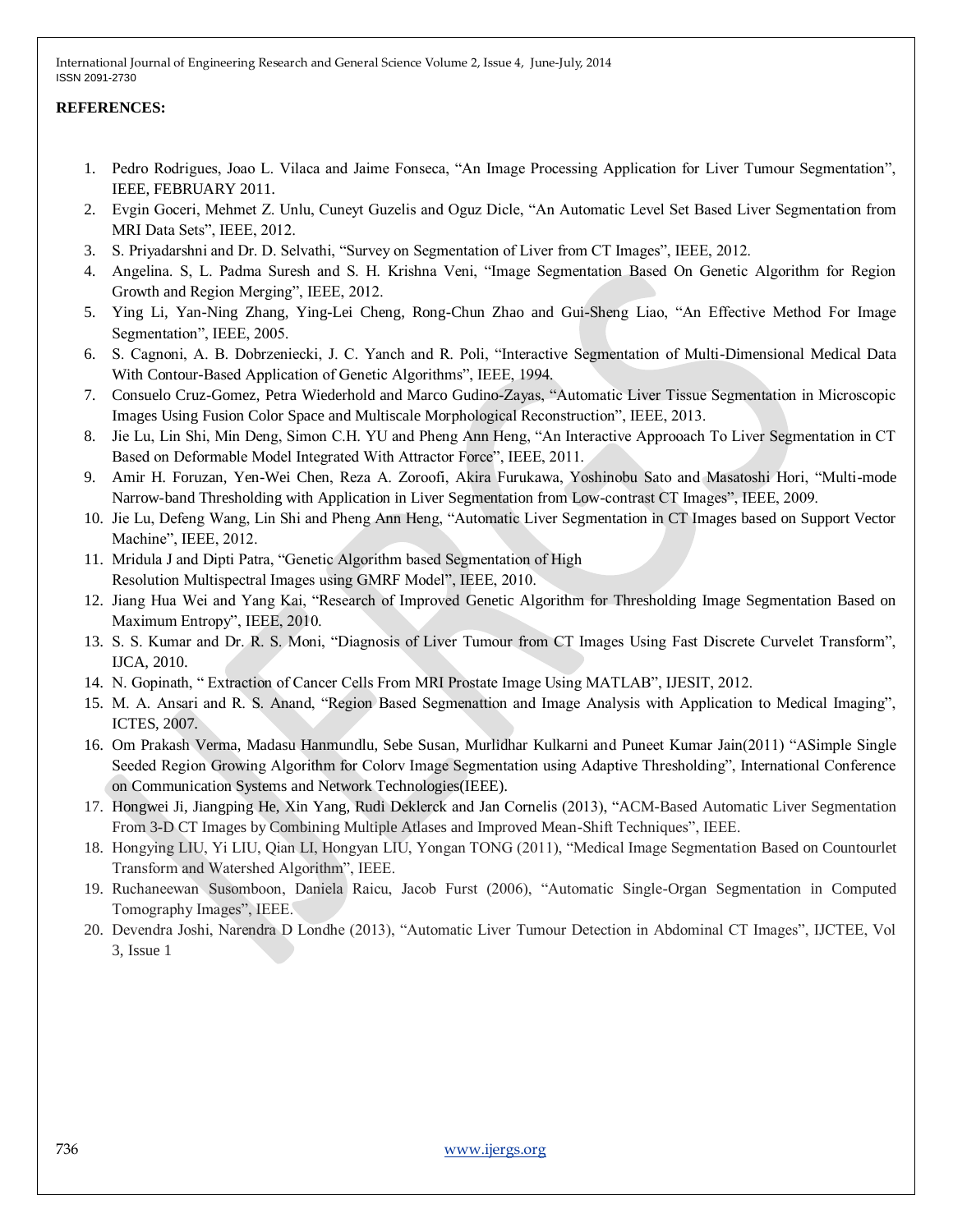**REFERENCES:**

1. Pedro Rodrigues, Joao L. Vilaca and Jaime Fonseca, "An Image Processing Application for Liver Tumour Segmentation", IEEE, FEBRUARY 2011.
2. Evgin Goceri, Mehmet Z. Unlu, Cuneyt Guzelis and Oguz Dicle, "An Automatic Level Set Based Liver Segmentation from MRI Data Sets", IEEE, 2012.
3. S. Priyadarshni and Dr. D. Selvathi, "Survey on Segmentation of Liver from CT Images", IEEE, 2012.
4. Angelina. S, L. Padma Suresh and S. H. Krishna Veni, "Image Segmentation Based On Genetic Algorithm for Region Growth and Region Merging", IEEE, 2012.
5. Ying Li, Yan-Ning Zhang, Ying-Lei Cheng, Rong-Chun Zhao and Gui-Sheng Liao, "An Effective Method For Image Segmentation", IEEE, 2005.
6. S. Cagnoni, A. B. Dobrzeniecki, J. C. Yanch and R. Poli, "Interactive Segmentation of Multi-Dimensional Medical Data With Contour-Based Application of Genetic Algorithms", IEEE, 1994.
7. Consuelo Cruz-Gomez, Petra Wiederhold and Marco Gudino-Zayas, "Automatic Liver Tissue Segmentation in Microscopic Images Using Fusion Color Space and Multiscale Morphological Reconstruction", IEEE, 2013.
8. Jie Lu, Lin Shi, Min Deng, Simon C.H. YU and Pheng Ann Heng, "An Interactive Approoach To Liver Segmentation in CT Based on Deformable Model Integrated With Attractor Force", IEEE, 2011.
9. Amir H. Foruzan, Yen-Wei Chen, Reza A. Zoroofi, Akira Furukawa, Yoshinobu Sato and Masatoshi Hori, "Multi-mode Narrow-band Thresholding with Application in Liver Segmentation from Low-contrast CT Images", IEEE, 2009.
10. Jie Lu, Defeng Wang, Lin Shi and Pheng Ann Heng, "Automatic Liver Segmentation in CT Images based on Support Vector Machine", IEEE, 2012.
11. Mridula J and Dipti Patra, "Genetic Algorithm based Segmentation of High Resolution Multispectral Images using GMRF Model", IEEE, 2010.
12. Jiang Hua Wei and Yang Kai, "Research of Improved Genetic Algorithm for Thresholding Image Segmentation Based on Maximum Entropy", IEEE, 2010.
13. S. S. Kumar and Dr. R. S. Moni, "Diagnosis of Liver Tumour from CT Images Using Fast Discrete Curvelet Transform", IJCA, 2010.
14. N. Gopinath, " Extraction of Cancer Cells From MRI Prostate Image Using MATLAB", IJESIT, 2012.
15. M. A. Ansari and R. S. Anand, "Region Based Segmenattion and Image Analysis with Application to Medical Imaging", ICTES, 2007.
16. Om Prakash Verma, Madasu Hanmundlu, Sebe Susan, Murlidhar Kulkarni and Puneet Kumar Jain(2011) "ASimple Single Seeded Region Growing Algorithm for Colorv Image Segmentation using Adaptive Thresholding", International Conference on Communication Systems and Network Technologies(IEEE).
17. Hongwei Ji, Jiangping He, Xin Yang, Rudi Deklerck and Jan Cornelis (2013), "ACM-Based Automatic Liver Segmentation From 3-D CT Images by Combining Multiple Atlases and Improved Mean-Shift Techniques", IEEE.
18. Hongying LIU, Yi LIU, Qian LI, Hongyan LIU, Yongan TONG (2011), "Medical Image Segmentation Based on Countourlet Transform and Watershed Algorithm", IEEE.
19. Ruchaneewan Susomboon, Daniela Raicu, Jacob Furst (2006), "Automatic Single-Organ Segmentation in Computed Tomography Images", IEEE.
20. Devendra Joshi, Narendra D Londhe (2013), "Automatic Liver Tumour Detection in Abdominal CT Images", IJCTEE, Vol 3, Issue 1